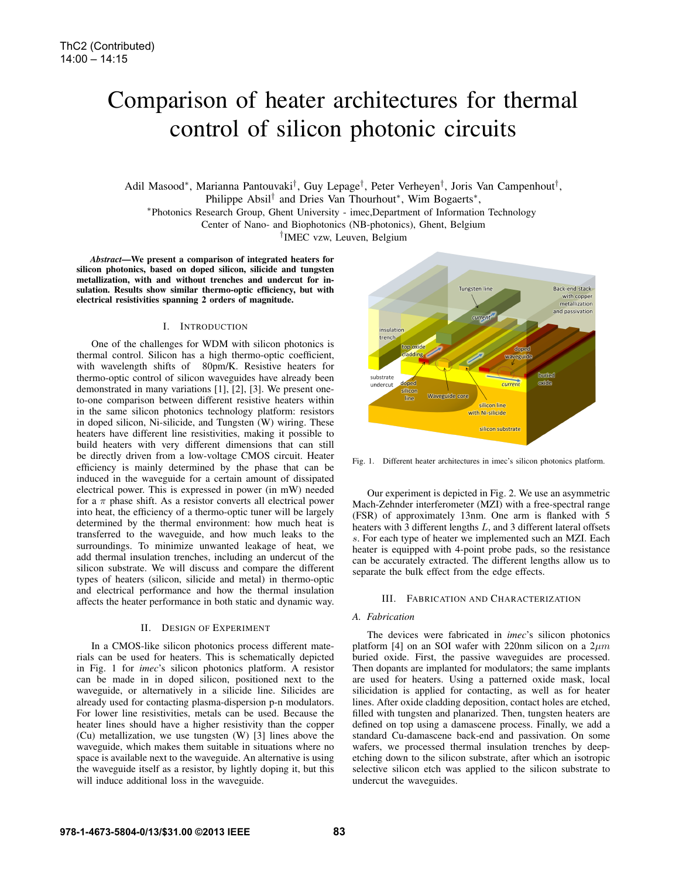# Comparison of heater architectures for thermal control of silicon photonic circuits

Adil Masood*, Marianna Pantouvaki†, Guy Lepage†, Peter Verheyen†, Joris Van Campenhout†, Philippe Absil† and Dries Van Thourhout*, Wim Bogaerts*,

*Photonics Research Group, Ghent University - imec,Department of Information Technology
Center of Nano- and Biophotonics (NB-photonics), Ghent, Belgium
†IMEC vzw, Leuven, Belgium

***Abstract*—We present a comparison of integrated heaters for silicon photonics, based on doped silicon, silicide and tungsten metallization, with and without trenches and undercut for insulation. Results show similar thermo-optic efficiency, but with electrical resistivities spanning 2 orders of magnitude.**

## I. Introduction

One of the challenges for WDM with silicon photonics is thermal control. Silicon has a high thermo-optic coefficient, with wavelength shifts of 80pm/K. Resistive heaters for thermo-optic control of silicon waveguides have already been demonstrated in many variations [1], [2], [3]. We present one-to-one comparison between different resistive heaters within in the same silicon photonics technology platform: resistors in doped silicon, Ni-silicide, and Tungsten (W) wiring. These heaters have different line resistivities, making it possible to build heaters with very different dimensions that can still be directly driven from a low-voltage CMOS circuit. Heater efficiency is mainly determined by the phase that can be induced in the waveguide for a certain amount of dissipated electrical power. This is expressed in power (in mW) needed for a $\pi$ phase shift. As a resistor converts all electrical power into heat, the efficiency of a thermo-optic tuner will be largely determined by the thermal environment: how much heat is transferred to the waveguide, and how much leaks to the surroundings. To minimize unwanted leakage of heat, we add thermal insulation trenches, including an undercut of the silicon substrate. We will discuss and compare the different types of heaters (silicon, silicide and metal) in thermo-optic and electrical performance and how the thermal insulation affects the heater performance in both static and dynamic way.

## II. Design of Experiment

In a CMOS-like silicon photonics process different materials can be used for heaters. This is schematically depicted in Fig. 1 for *imec*'s silicon photonics platform. A resistor can be made in in doped silicon, positioned next to the waveguide, or alternatively in a silicide line. Silicides are already used for contacting plasma-dispersion p-n modulators. For lower line resistivities, metals can be used. Because the heater lines should have a higher resistivity than the copper (Cu) metallization, we use tungsten (W) [3] lines above the waveguide, which makes them suitable in situations where no space is available next to the waveguide. An alternative is using the waveguide itself as a resistor, by lightly doping it, but this will induce additional loss in the waveguide.

Fig. 1. Different heater architectures in imec's silicon photonics platform.

Our experiment is depicted in Fig. 2. We use an asymmetric Mach-Zehnder interferometer (MZI) with a free-spectral range (FSR) of approximately 13nm. One arm is flanked with 5 heaters with 3 different lengths $L$, and 3 different lateral offsets $s$. For each type of heater we implemented such an MZI. Each heater is equipped with 4-point probe pads, so the resistance can be accurately extracted. The different lengths allow us to separate the bulk effect from the edge effects.

## III. Fabrication and Characterization

### A. Fabrication

The devices were fabricated in *imec*'s silicon photonics platform [4] on an SOI wafer with 220nm silicon on a $2\mu m$ buried oxide. First, the passive waveguides are processed. Then dopants are implanted for modulators; the same implants are used for heaters. Using a patterned oxide mask, local silicidation is applied for contacting, as well as for heater lines. After oxide cladding deposition, contact holes are etched, filled with tungsten and planarized. Then, tungsten heaters are defined on top using a damascene process. Finally, we add a standard Cu-damascene back-end and passivation. On some wafers, we processed thermal insulation trenches by deep-etching down to the silicon substrate, after which an isotropic selective silicon etch was applied to the silicon substrate to undercut the waveguides.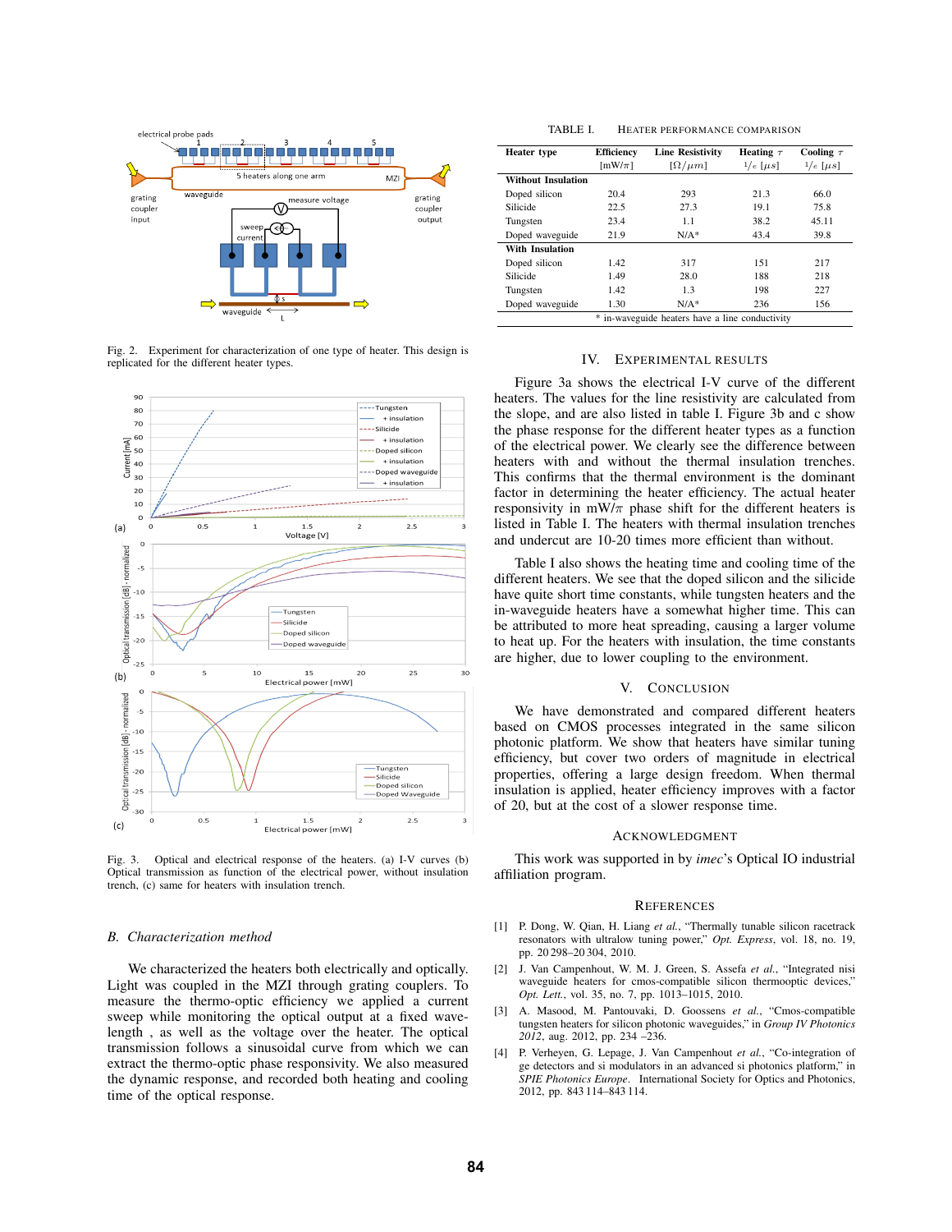electrical probe pads

1 2 3 4 5

5 heaters along one arm

MZI

grating coupler input

waveguide

measure voltage

grating coupler output

sweep current

s

waveguide

L

Fig. 2. Experiment for characterization of one type of heater. This design is replicated for the different heater types.

Current [mA]

90 80 70 60 50 40 30 20 10 0

0 0.5 1 1.5 2 2.5 3

Voltage [V]

(a)

Tungsten
+ insulation
Silicide
+ insulation
Doped silicon
+ insulation
Doped waveguide
+ insulation

Optical transmission [dB] - normalized

0 -5 -10 -15 -20 -25

0 5 10 15 20 25 30

Electrical power [mW]

(b)

Tungsten
Silicide
Doped silicon
Doped waveguide

Optical transmission [dB] - normalized

0 -5 -10 -15 -20 -25 -30

0 0.5 1 1.5 2 2.5 3

Electrical power [mW]

(c)

Tungsten
Silicide
Doped silicon
Doped Waveguide

Fig. 3. Optical and electrical response of the heaters. (a) I-V curves (b) Optical transmission as function of the electrical power, without insulation trench, (c) same for heaters with insulation trench.

### B. Characterization method

We characterized the heaters both electrically and optically. Light was coupled in the MZI through grating couplers. To measure the thermo-optic efficiency we applied a current sweep while monitoring the optical output at a fixed wavelength , as well as the voltage over the heater. The optical transmission follows a sinusoidal curve from which we can extract the thermo-optic phase responsivity. We also measured the dynamic response, and recorded both heating and cooling time of the optical response.

TABLE I. HEATER PERFORMANCE COMPARISON

| Heater type | Efficiency [mW/$\pi$] | Line Resistivity [$\Omega/\mu m$] | Heating $\tau$ $^1/_e$ [$\mu s$] | Cooling $\tau$ $^1/_e$ [$\mu s$] |
|---|---|---|---|---|
| **Without Insulation** | | | | |
| Doped silicon | 20.4 | 293 | 21.3 | 66.0 |
| Silicide | 22.5 | 27.3 | 19.1 | 75.8 |
| Tungsten | 23.4 | 1.1 | 38.2 | 45.11 |
| Doped waveguide | 21.9 | N/A* | 43.4 | 39.8 |
| **With Insulation** | | | | |
| Doped silicon | 1.42 | 317 | 151 | 217 |
| Silicide | 1.49 | 28.0 | 188 | 218 |
| Tungsten | 1.42 | 1.3 | 198 | 227 |
| Doped waveguide | 1.30 | N/A* | 236 | 156 |

\* in-waveguide heaters have a line conductivity

## IV. Experimental Results

Figure 3a shows the electrical I-V curve of the different heaters. The values for the line resistivity are calculated from the slope, and are also listed in table I. Figure 3b and c show the phase response for the different heater types as a function of the electrical power. We clearly see the difference between heaters with and without the thermal insulation trenches. This confirms that the thermal environment is the dominant factor in determining the heater efficiency. The actual heater responsivity in mW/$\pi$ phase shift for the different heaters is listed in Table I. The heaters with thermal insulation trenches and undercut are 10-20 times more efficient than without.

Table I also shows the heating time and cooling time of the different heaters. We see that the doped silicon and the silicide have quite short time constants, while tungsten heaters and the in-waveguide heaters have a somewhat higher time. This can be attributed to more heat spreading, causing a larger volume to heat up. For the heaters with insulation, the time constants are higher, due to lower coupling to the environment.

## V. Conclusion

We have demonstrated and compared different heaters based on CMOS processes integrated in the same silicon photonic platform. We show that heaters have similar tuning efficiency, but cover two orders of magnitude in electrical properties, offering a large design freedom. When thermal insulation is applied, heater efficiency improves with a factor of 20, but at the cost of a slower response time.

## Acknowledgment

This work was supported in by *imec*'s Optical IO industrial affiliation program.

## References

[1] P. Dong, W. Qian, H. Liang *et al.*, "Thermally tunable silicon racetrack resonators with ultralow tuning power," *Opt. Express*, vol. 18, no. 19, pp. 20 298–20 304, 2010.

[2] J. Van Campenhout, W. M. J. Green, S. Assefa *et al.*, "Integrated nisi waveguide heaters for cmos-compatible silicon thermooptic devices," *Opt. Lett.*, vol. 35, no. 7, pp. 1013–1015, 2010.

[3] A. Masood, M. Pantouvaki, D. Goossens *et al.*, "Cmos-compatible tungsten heaters for silicon photonic waveguides," in *Group IV Photonics 2012*, aug. 2012, pp. 234 –236.

[4] P. Verheyen, G. Lepage, J. Van Campenhout *et al.*, "Co-integration of ge detectors and si modulators in an advanced si photonics platform," in *SPIE Photonics Europe*. International Society for Optics and Photonics, 2012, pp. 843 114–843 114.